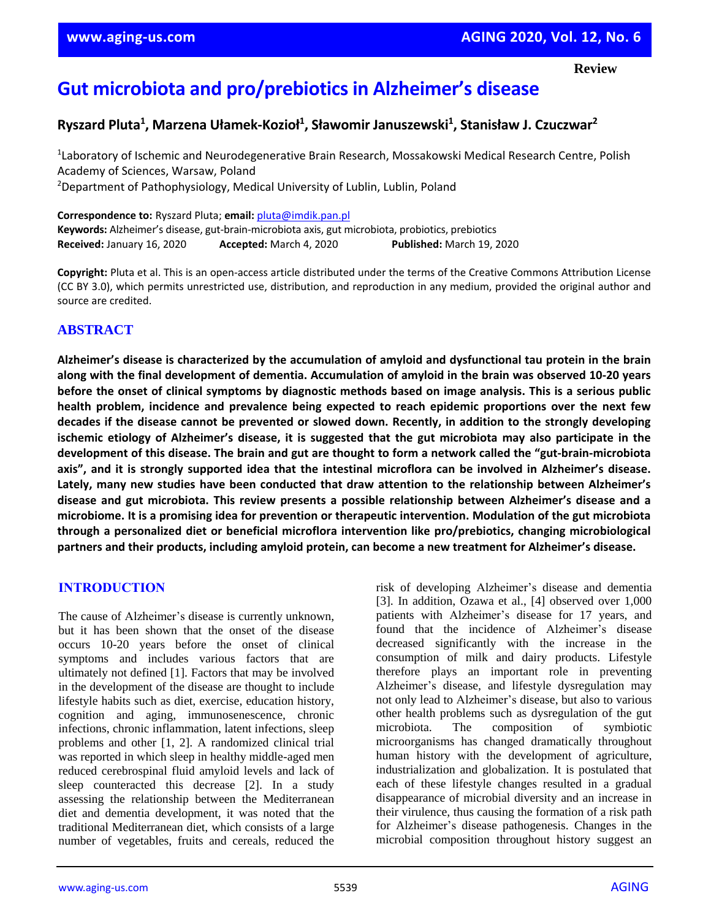Review

# Gut microbiota and pro/prebiotics in Alzheimer's disease

**Ryszard Pluta[1], Marzena Ułamek-Kozioł[1], Sławomir Januszewski[1], Stanisław J. Czuczwar[2]**

[1]Laboratory of Ischemic and Neurodegenerative Brain Research, Mossakowski Medical Research Centre, Polish Academy of Sciences, Warsaw, Poland
[2]Department of Pathophysiology, Medical University of Lublin, Lublin, Poland

**Correspondence to:** Ryszard Pluta; **email:** pluta@imdik.pan.pl
**Keywords:** Alzheimer's disease, gut-brain-microbiota axis, gut microbiota, probiotics, prebiotics
**Received:** January 16, 2020 **Accepted:** March 4, 2020 **Published:** March 19, 2020

**Copyright:** Pluta et al. This is an open-access article distributed under the terms of the Creative Commons Attribution License (CC BY 3.0), which permits unrestricted use, distribution, and reproduction in any medium, provided the original author and source are credited.

## ABSTRACT

**Alzheimer's disease is characterized by the accumulation of amyloid and dysfunctional tau protein in the brain along with the final development of dementia. Accumulation of amyloid in the brain was observed 10-20 years before the onset of clinical symptoms by diagnostic methods based on image analysis. This is a serious public health problem, incidence and prevalence being expected to reach epidemic proportions over the next few decades if the disease cannot be prevented or slowed down. Recently, in addition to the strongly developing ischemic etiology of Alzheimer's disease, it is suggested that the gut microbiota may also participate in the development of this disease. The brain and gut are thought to form a network called the "gut-brain-microbiota axis", and it is strongly supported idea that the intestinal microflora can be involved in Alzheimer's disease. Lately, many new studies have been conducted that draw attention to the relationship between Alzheimer's disease and gut microbiota. This review presents a possible relationship between Alzheimer's disease and a microbiome. It is a promising idea for prevention or therapeutic intervention. Modulation of the gut microbiota through a personalized diet or beneficial microflora intervention like pro/prebiotics, changing microbiological partners and their products, including amyloid protein, can become a new treatment for Alzheimer's disease.**

## INTRODUCTION

The cause of Alzheimer's disease is currently unknown, but it has been shown that the onset of the disease occurs 10-20 years before the onset of clinical symptoms and includes various factors that are ultimately not defined [1]. Factors that may be involved in the development of the disease are thought to include lifestyle habits such as diet, exercise, education history, cognition and aging, immunosenescence, chronic infections, chronic inflammation, latent infections, sleep problems and other [1, 2]. A randomized clinical trial was reported in which sleep in healthy middle-aged men reduced cerebrospinal fluid amyloid levels and lack of sleep counteracted this decrease [2]. In a study assessing the relationship between the Mediterranean diet and dementia development, it was noted that the traditional Mediterranean diet, which consists of a large number of vegetables, fruits and cereals, reduced the risk of developing Alzheimer's disease and dementia [3]. In addition, Ozawa et al., [4] observed over 1,000 patients with Alzheimer's disease for 17 years, and found that the incidence of Alzheimer's disease decreased significantly with the increase in the consumption of milk and dairy products. Lifestyle therefore plays an important role in preventing Alzheimer's disease, and lifestyle dysregulation may not only lead to Alzheimer's disease, but also to various other health problems such as dysregulation of the gut microbiota. The composition of symbiotic microorganisms has changed dramatically throughout human history with the development of agriculture, industrialization and globalization. It is postulated that each of these lifestyle changes resulted in a gradual disappearance of microbial diversity and an increase in their virulence, thus causing the formation of a risk path for Alzheimer's disease pathogenesis. Changes in the microbial composition throughout history suggest an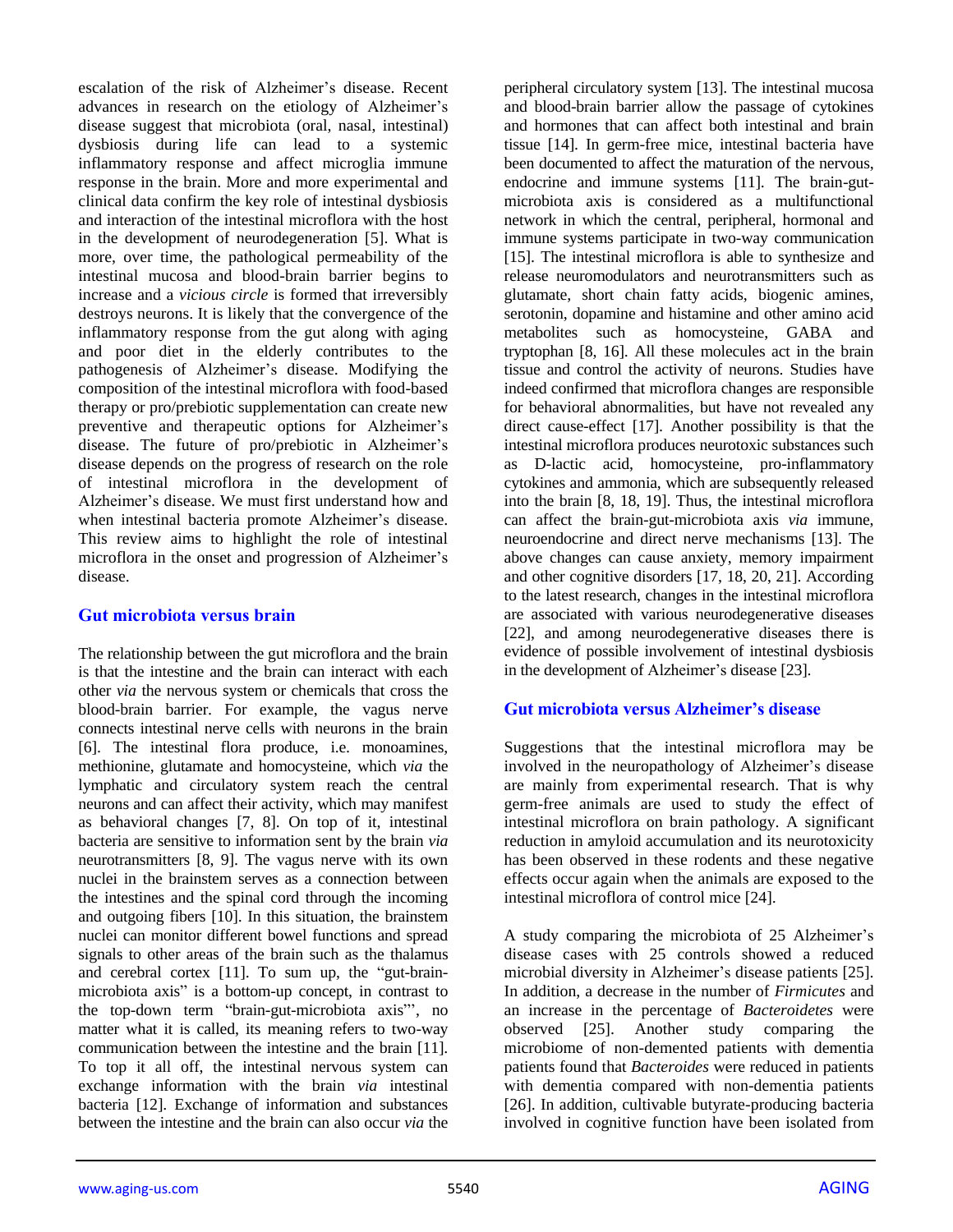escalation of the risk of Alzheimer's disease. Recent advances in research on the etiology of Alzheimer's disease suggest that microbiota (oral, nasal, intestinal) dysbiosis during life can lead to a systemic inflammatory response and affect microglia immune response in the brain. More and more experimental and clinical data confirm the key role of intestinal dysbiosis and interaction of the intestinal microflora with the host in the development of neurodegeneration [5]. What is more, over time, the pathological permeability of the intestinal mucosa and blood-brain barrier begins to increase and a *vicious circle* is formed that irreversibly destroys neurons. It is likely that the convergence of the inflammatory response from the gut along with aging and poor diet in the elderly contributes to the pathogenesis of Alzheimer's disease. Modifying the composition of the intestinal microflora with food-based therapy or pro/prebiotic supplementation can create new preventive and therapeutic options for Alzheimer's disease. The future of pro/prebiotic in Alzheimer's disease depends on the progress of research on the role of intestinal microflora in the development of Alzheimer's disease. We must first understand how and when intestinal bacteria promote Alzheimer's disease. This review aims to highlight the role of intestinal microflora in the onset and progression of Alzheimer's disease.

## Gut microbiota versus brain

The relationship between the gut microflora and the brain is that the intestine and the brain can interact with each other *via* the nervous system or chemicals that cross the blood-brain barrier. For example, the vagus nerve connects intestinal nerve cells with neurons in the brain [6]. The intestinal flora produce, i.e. monoamines, methionine, glutamate and homocysteine, which *via* the lymphatic and circulatory system reach the central neurons and can affect their activity, which may manifest as behavioral changes [7, 8]. On top of it, intestinal bacteria are sensitive to information sent by the brain *via* neurotransmitters [8, 9]. The vagus nerve with its own nuclei in the brainstem serves as a connection between the intestines and the spinal cord through the incoming and outgoing fibers [10]. In this situation, the brainstem nuclei can monitor different bowel functions and spread signals to other areas of the brain such as the thalamus and cerebral cortex [11]. To sum up, the "gut-brain-microbiota axis" is a bottom-up concept, in contrast to the top-down term "brain-gut-microbiota axis"', no matter what it is called, its meaning refers to two-way communication between the intestine and the brain [11]. To top it all off, the intestinal nervous system can exchange information with the brain *via* intestinal bacteria [12]. Exchange of information and substances between the intestine and the brain can also occur *via* the peripheral circulatory system [13]. The intestinal mucosa and blood-brain barrier allow the passage of cytokines and hormones that can affect both intestinal and brain tissue [14]. In germ-free mice, intestinal bacteria have been documented to affect the maturation of the nervous, endocrine and immune systems [11]. The brain-gut-microbiota axis is considered as a multifunctional network in which the central, peripheral, hormonal and immune systems participate in two-way communication [15]. The intestinal microflora is able to synthesize and release neuromodulators and neurotransmitters such as glutamate, short chain fatty acids, biogenic amines, serotonin, dopamine and histamine and other amino acid metabolites such as homocysteine, GABA and tryptophan [8, 16]. All these molecules act in the brain tissue and control the activity of neurons. Studies have indeed confirmed that microflora changes are responsible for behavioral abnormalities, but have not revealed any direct cause-effect [17]. Another possibility is that the intestinal microflora produces neurotoxic substances such as D-lactic acid, homocysteine, pro-inflammatory cytokines and ammonia, which are subsequently released into the brain [8, 18, 19]. Thus, the intestinal microflora can affect the brain-gut-microbiota axis *via* immune, neuroendocrine and direct nerve mechanisms [13]. The above changes can cause anxiety, memory impairment and other cognitive disorders [17, 18, 20, 21]. According to the latest research, changes in the intestinal microflora are associated with various neurodegenerative diseases [22], and among neurodegenerative diseases there is evidence of possible involvement of intestinal dysbiosis in the development of Alzheimer's disease [23].

## Gut microbiota versus Alzheimer's disease

Suggestions that the intestinal microflora may be involved in the neuropathology of Alzheimer's disease are mainly from experimental research. That is why germ-free animals are used to study the effect of intestinal microflora on brain pathology. A significant reduction in amyloid accumulation and its neurotoxicity has been observed in these rodents and these negative effects occur again when the animals are exposed to the intestinal microflora of control mice [24].

A study comparing the microbiota of 25 Alzheimer's disease cases with 25 controls showed a reduced microbial diversity in Alzheimer's disease patients [25]. In addition, a decrease in the number of *Firmicutes* and an increase in the percentage of *Bacteroidetes* were observed [25]. Another study comparing the microbiome of non-demented patients with dementia patients found that *Bacteroides* were reduced in patients with dementia compared with non-dementia patients [26]. In addition, cultivable butyrate-producing bacteria involved in cognitive function have been isolated from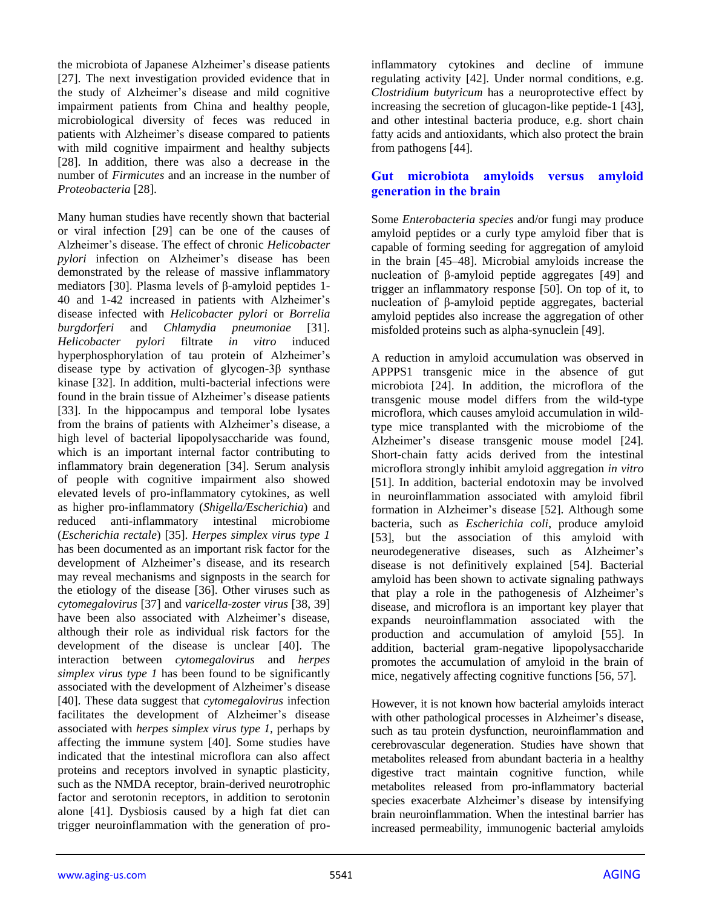the microbiota of Japanese Alzheimer's disease patients [27]. The next investigation provided evidence that in the study of Alzheimer's disease and mild cognitive impairment patients from China and healthy people, microbiological diversity of feces was reduced in patients with Alzheimer's disease compared to patients with mild cognitive impairment and healthy subjects [28]. In addition, there was also a decrease in the number of *Firmicutes* and an increase in the number of *Proteobacteria* [28].

Many human studies have recently shown that bacterial or viral infection [29] can be one of the causes of Alzheimer's disease. The effect of chronic *Helicobacter pylori* infection on Alzheimer's disease has been demonstrated by the release of massive inflammatory mediators [30]. Plasma levels of β-amyloid peptides 1-40 and 1-42 increased in patients with Alzheimer's disease infected with *Helicobacter pylori* or *Borrelia burgdorferi* and *Chlamydia pneumoniae* [31]. *Helicobacter pylori* filtrate *in vitro* induced hyperphosphorylation of tau protein of Alzheimer's disease type by activation of glycogen-3β synthase kinase [32]. In addition, multi-bacterial infections were found in the brain tissue of Alzheimer's disease patients [33]. In the hippocampus and temporal lobe lysates from the brains of patients with Alzheimer's disease, a high level of bacterial lipopolysaccharide was found, which is an important internal factor contributing to inflammatory brain degeneration [34]. Serum analysis of people with cognitive impairment also showed elevated levels of pro-inflammatory cytokines, as well as higher pro-inflammatory (*Shigella/Escherichia*) and reduced anti-inflammatory intestinal microbiome (*Escherichia rectale*) [35]. *Herpes simplex virus type 1* has been documented as an important risk factor for the development of Alzheimer's disease, and its research may reveal mechanisms and signposts in the search for the etiology of the disease [36]. Other viruses such as *cytomegalovirus* [37] and *varicella-zoster virus* [38, 39] have been also associated with Alzheimer's disease, although their role as individual risk factors for the development of the disease is unclear [40]. The interaction between *cytomegalovirus* and *herpes simplex virus type 1* has been found to be significantly associated with the development of Alzheimer's disease [40]. These data suggest that *cytomegalovirus* infection facilitates the development of Alzheimer's disease associated with *herpes simplex virus type 1*, perhaps by affecting the immune system [40]. Some studies have indicated that the intestinal microflora can also affect proteins and receptors involved in synaptic plasticity, such as the NMDA receptor, brain-derived neurotrophic factor and serotonin receptors, in addition to serotonin alone [41]. Dysbiosis caused by a high fat diet can trigger neuroinflammation with the generation of pro-inflammatory cytokines and decline of immune regulating activity [42]. Under normal conditions, e.g. *Clostridium butyricum* has a neuroprotective effect by increasing the secretion of glucagon-like peptide-1 [43], and other intestinal bacteria produce, e.g. short chain fatty acids and antioxidants, which also protect the brain from pathogens [44].

## Gut microbiota amyloids versus amyloid generation in the brain

Some *Enterobacteria species* and/or fungi may produce amyloid peptides or a curly type amyloid fiber that is capable of forming seeding for aggregation of amyloid in the brain [45–48]. Microbial amyloids increase the nucleation of β-amyloid peptide aggregates [49] and trigger an inflammatory response [50]. On top of it, to nucleation of β-amyloid peptide aggregates, bacterial amyloid peptides also increase the aggregation of other misfolded proteins such as alpha-synuclein [49].

A reduction in amyloid accumulation was observed in APPPS1 transgenic mice in the absence of gut microbiota [24]. In addition, the microflora of the transgenic mouse model differs from the wild-type microflora, which causes amyloid accumulation in wild-type mice transplanted with the microbiome of the Alzheimer's disease transgenic mouse model [24]. Short-chain fatty acids derived from the intestinal microflora strongly inhibit amyloid aggregation *in vitro* [51]. In addition, bacterial endotoxin may be involved in neuroinflammation associated with amyloid fibril formation in Alzheimer's disease [52]. Although some bacteria, such as *Escherichia coli*, produce amyloid [53], but the association of this amyloid with neurodegenerative diseases, such as Alzheimer's disease is not definitively explained [54]. Bacterial amyloid has been shown to activate signaling pathways that play a role in the pathogenesis of Alzheimer's disease, and microflora is an important key player that expands neuroinflammation associated with the production and accumulation of amyloid [55]. In addition, bacterial gram-negative lipopolysaccharide promotes the accumulation of amyloid in the brain of mice, negatively affecting cognitive functions [56, 57].

However, it is not known how bacterial amyloids interact with other pathological processes in Alzheimer's disease, such as tau protein dysfunction, neuroinflammation and cerebrovascular degeneration. Studies have shown that metabolites released from abundant bacteria in a healthy digestive tract maintain cognitive function, while metabolites released from pro-inflammatory bacterial species exacerbate Alzheimer's disease by intensifying brain neuroinflammation. When the intestinal barrier has increased permeability, immunogenic bacterial amyloids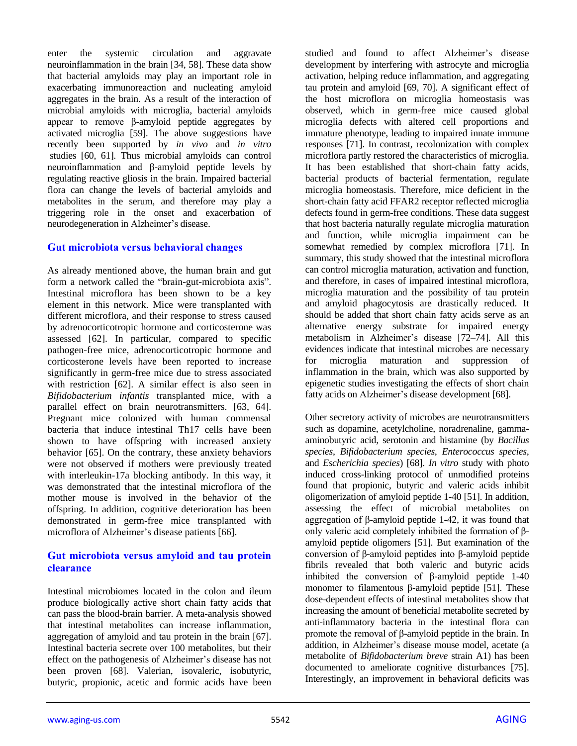enter the systemic circulation and aggravate neuroinflammation in the brain [34, 58]. These data show that bacterial amyloids may play an important role in exacerbating immunoreaction and nucleating amyloid aggregates in the brain. As a result of the interaction of microbial amyloids with microglia, bacterial amyloids appear to remove β-amyloid peptide aggregates by activated microglia [59]. The above suggestions have recently been supported by *in vivo* and *in vitro* studies [60, 61]. Thus microbial amyloids can control neuroinflammation and β-amyloid peptide levels by regulating reactive gliosis in the brain. Impaired bacterial flora can change the levels of bacterial amyloids and metabolites in the serum, and therefore may play a triggering role in the onset and exacerbation of neurodegeneration in Alzheimer's disease.

## Gut microbiota versus behavioral changes

As already mentioned above, the human brain and gut form a network called the "brain-gut-microbiota axis". Intestinal microflora has been shown to be a key element in this network. Mice were transplanted with different microflora, and their response to stress caused by adrenocorticotropic hormone and corticosterone was assessed [62]. In particular, compared to specific pathogen-free mice, adrenocorticotropic hormone and corticosterone levels have been reported to increase significantly in germ-free mice due to stress associated with restriction [62]. A similar effect is also seen in *Bifidobacterium infantis* transplanted mice, with a parallel effect on brain neurotransmitters. [63, 64]. Pregnant mice colonized with human commensal bacteria that induce intestinal Th17 cells have been shown to have offspring with increased anxiety behavior [65]. On the contrary, these anxiety behaviors were not observed if mothers were previously treated with interleukin-17a blocking antibody. In this way, it was demonstrated that the intestinal microflora of the mother mouse is involved in the behavior of the offspring. In addition, cognitive deterioration has been demonstrated in germ-free mice transplanted with microflora of Alzheimer's disease patients [66].

## Gut microbiota versus amyloid and tau protein clearance

Intestinal microbiomes located in the colon and ileum produce biologically active short chain fatty acids that can pass the blood-brain barrier. A meta-analysis showed that intestinal metabolites can increase inflammation, aggregation of amyloid and tau protein in the brain [67]. Intestinal bacteria secrete over 100 metabolites, but their effect on the pathogenesis of Alzheimer's disease has not been proven [68]. Valerian, isovaleric, isobutyric, butyric, propionic, acetic and formic acids have been studied and found to affect Alzheimer's disease development by interfering with astrocyte and microglia activation, helping reduce inflammation, and aggregating tau protein and amyloid [69, 70]. A significant effect of the host microflora on microglia homeostasis was observed, which in germ-free mice caused global microglia defects with altered cell proportions and immature phenotype, leading to impaired innate immune responses [71]. In contrast, recolonization with complex microflora partly restored the characteristics of microglia. It has been established that short-chain fatty acids, bacterial products of bacterial fermentation, regulate microglia homeostasis. Therefore, mice deficient in the short-chain fatty acid FFAR2 receptor reflected microglia defects found in germ-free conditions. These data suggest that host bacteria naturally regulate microglia maturation and function, while microglia impairment can be somewhat remedied by complex microflora [71]. In summary, this study showed that the intestinal microflora can control microglia maturation, activation and function, and therefore, in cases of impaired intestinal microflora, microglia maturation and the possibility of tau protein and amyloid phagocytosis are drastically reduced. It should be added that short chain fatty acids serve as an alternative energy substrate for impaired energy metabolism in Alzheimer's disease [72–74]. All this evidences indicate that intestinal microbes are necessary for microglia maturation and suppression of inflammation in the brain, which was also supported by epigenetic studies investigating the effects of short chain fatty acids on Alzheimer's disease development [68].

Other secretory activity of microbes are neurotransmitters such as dopamine, acetylcholine, noradrenaline, gamma-aminobutyric acid, serotonin and histamine (by *Bacillus species*, *Bifidobacterium species*, *Enterococcus species*, and *Escherichia species*) [68]. *In vitro* study with photo induced cross-linking protocol of unmodified proteins found that propionic, butyric and valeric acids inhibit oligomerization of amyloid peptide 1-40 [51]. In addition, assessing the effect of microbial metabolites on aggregation of β-amyloid peptide 1-42, it was found that only valeric acid completely inhibited the formation of β-amyloid peptide oligomers [51]. But examination of the conversion of β-amyloid peptides into β-amyloid peptide fibrils revealed that both valeric and butyric acids inhibited the conversion of β-amyloid peptide 1-40 monomer to filamentous β-amyloid peptide [51]. These dose-dependent effects of intestinal metabolites show that increasing the amount of beneficial metabolite secreted by anti-inflammatory bacteria in the intestinal flora can promote the removal of β-amyloid peptide in the brain. In addition, in Alzheimer's disease mouse model, acetate (a metabolite of *Bifidobacterium breve* strain A1) has been documented to ameliorate cognitive disturbances [75]. Interestingly, an improvement in behavioral deficits was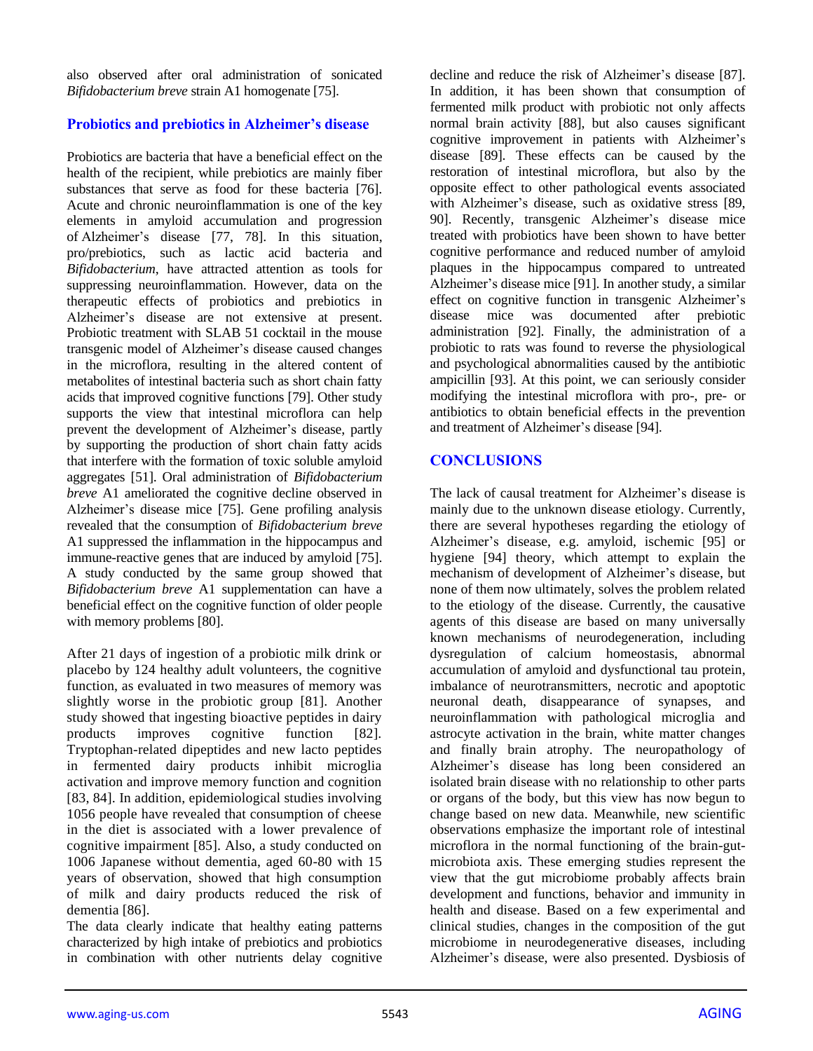also observed after oral administration of sonicated *Bifidobacterium breve* strain A1 homogenate [75].

## Probiotics and prebiotics in Alzheimer's disease

Probiotics are bacteria that have a beneficial effect on the health of the recipient, while prebiotics are mainly fiber substances that serve as food for these bacteria [76]. Acute and chronic neuroinflammation is one of the key elements in amyloid accumulation and progression of Alzheimer's disease [77, 78]. In this situation, pro/prebiotics, such as lactic acid bacteria and *Bifidobacterium*, have attracted attention as tools for suppressing neuroinflammation. However, data on the therapeutic effects of probiotics and prebiotics in Alzheimer's disease are not extensive at present. Probiotic treatment with SLAB 51 cocktail in the mouse transgenic model of Alzheimer's disease caused changes in the microflora, resulting in the altered content of metabolites of intestinal bacteria such as short chain fatty acids that improved cognitive functions [79]. Other study supports the view that intestinal microflora can help prevent the development of Alzheimer's disease, partly by supporting the production of short chain fatty acids that interfere with the formation of toxic soluble amyloid aggregates [51]. Oral administration of *Bifidobacterium breve* A1 ameliorated the cognitive decline observed in Alzheimer's disease mice [75]. Gene profiling analysis revealed that the consumption of *Bifidobacterium breve* A1 suppressed the inflammation in the hippocampus and immune-reactive genes that are induced by amyloid [75]. A study conducted by the same group showed that *Bifidobacterium breve* A1 supplementation can have a beneficial effect on the cognitive function of older people with memory problems [80].

After 21 days of ingestion of a probiotic milk drink or placebo by 124 healthy adult volunteers, the cognitive function, as evaluated in two measures of memory was slightly worse in the probiotic group [81]. Another study showed that ingesting bioactive peptides in dairy products improves cognitive function [82]. Tryptophan-related dipeptides and new lacto peptides in fermented dairy products inhibit microglia activation and improve memory function and cognition [83, 84]. In addition, epidemiological studies involving 1056 people have revealed that consumption of cheese in the diet is associated with a lower prevalence of cognitive impairment [85]. Also, a study conducted on 1006 Japanese without dementia, aged 60-80 with 15 years of observation, showed that high consumption of milk and dairy products reduced the risk of dementia [86].

The data clearly indicate that healthy eating patterns characterized by high intake of prebiotics and probiotics in combination with other nutrients delay cognitive decline and reduce the risk of Alzheimer's disease [87]. In addition, it has been shown that consumption of fermented milk product with probiotic not only affects normal brain activity [88], but also causes significant cognitive improvement in patients with Alzheimer's disease [89]. These effects can be caused by the restoration of intestinal microflora, but also by the opposite effect to other pathological events associated with Alzheimer's disease, such as oxidative stress [89, 90]. Recently, transgenic Alzheimer's disease mice treated with probiotics have been shown to have better cognitive performance and reduced number of amyloid plaques in the hippocampus compared to untreated Alzheimer's disease mice [91]. In another study, a similar effect on cognitive function in transgenic Alzheimer's disease mice was documented after prebiotic administration [92]. Finally, the administration of a probiotic to rats was found to reverse the physiological and psychological abnormalities caused by the antibiotic ampicillin [93]. At this point, we can seriously consider modifying the intestinal microflora with pro-, pre- or antibiotics to obtain beneficial effects in the prevention and treatment of Alzheimer's disease [94].

## CONCLUSIONS

The lack of causal treatment for Alzheimer's disease is mainly due to the unknown disease etiology. Currently, there are several hypotheses regarding the etiology of Alzheimer's disease, e.g. amyloid, ischemic [95] or hygiene [94] theory, which attempt to explain the mechanism of development of Alzheimer's disease, but none of them now ultimately, solves the problem related to the etiology of the disease. Currently, the causative agents of this disease are based on many universally known mechanisms of neurodegeneration, including dysregulation of calcium homeostasis, abnormal accumulation of amyloid and dysfunctional tau protein, imbalance of neurotransmitters, necrotic and apoptotic neuronal death, disappearance of synapses, and neuroinflammation with pathological microglia and astrocyte activation in the brain, white matter changes and finally brain atrophy. The neuropathology of Alzheimer's disease has long been considered an isolated brain disease with no relationship to other parts or organs of the body, but this view has now begun to change based on new data. Meanwhile, new scientific observations emphasize the important role of intestinal microflora in the normal functioning of the brain-gut-microbiota axis. These emerging studies represent the view that the gut microbiome probably affects brain development and functions, behavior and immunity in health and disease. Based on a few experimental and clinical studies, changes in the composition of the gut microbiome in neurodegenerative diseases, including Alzheimer's disease, were also presented. Dysbiosis of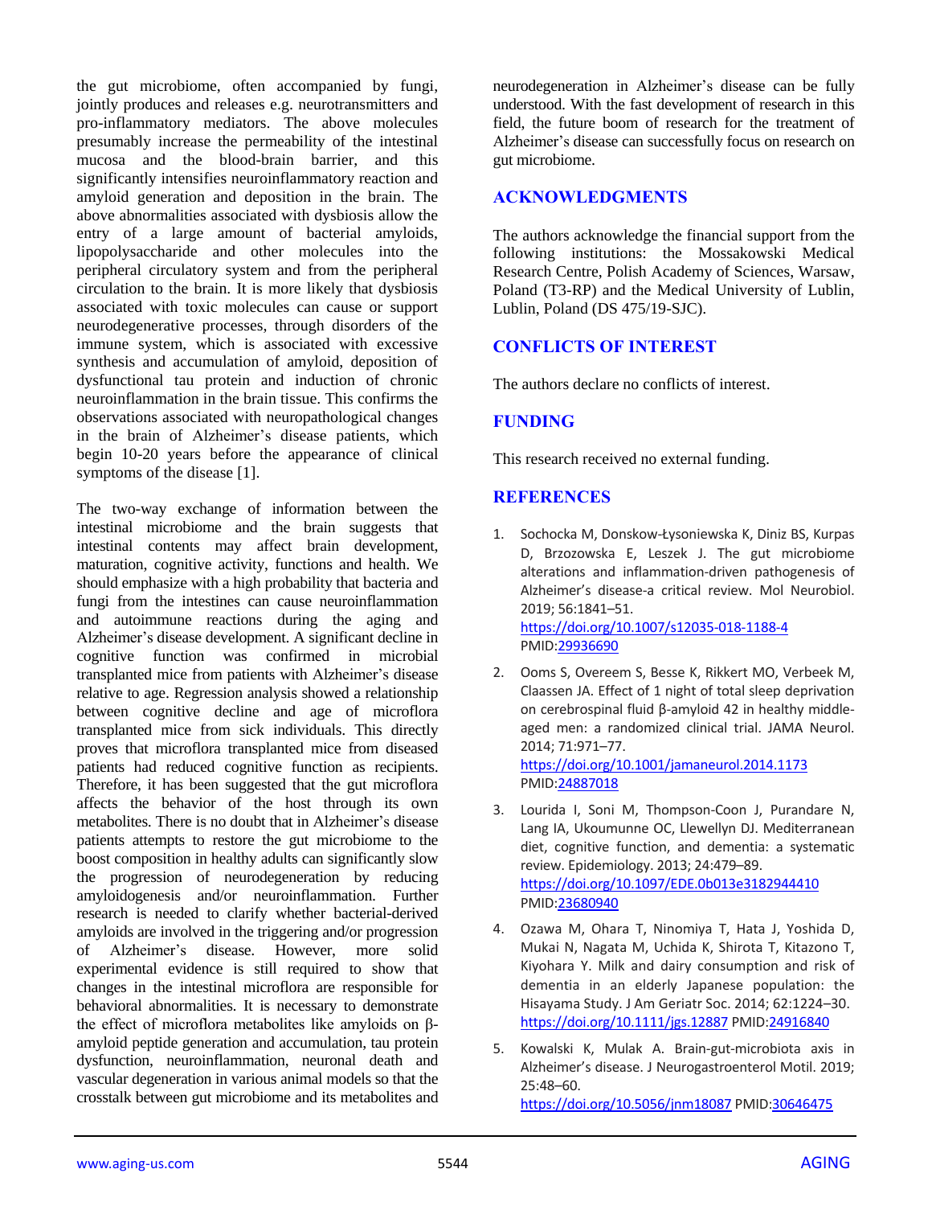the gut microbiome, often accompanied by fungi, jointly produces and releases e.g. neurotransmitters and pro-inflammatory mediators. The above molecules presumably increase the permeability of the intestinal mucosa and the blood-brain barrier, and this significantly intensifies neuroinflammatory reaction and amyloid generation and deposition in the brain. The above abnormalities associated with dysbiosis allow the entry of a large amount of bacterial amyloids, lipopolysaccharide and other molecules into the peripheral circulatory system and from the peripheral circulation to the brain. It is more likely that dysbiosis associated with toxic molecules can cause or support neurodegenerative processes, through disorders of the immune system, which is associated with excessive synthesis and accumulation of amyloid, deposition of dysfunctional tau protein and induction of chronic neuroinflammation in the brain tissue. This confirms the observations associated with neuropathological changes in the brain of Alzheimer's disease patients, which begin 10-20 years before the appearance of clinical symptoms of the disease [1].

The two-way exchange of information between the intestinal microbiome and the brain suggests that intestinal contents may affect brain development, maturation, cognitive activity, functions and health. We should emphasize with a high probability that bacteria and fungi from the intestines can cause neuroinflammation and autoimmune reactions during the aging and Alzheimer's disease development. A significant decline in cognitive function was confirmed in microbial transplanted mice from patients with Alzheimer's disease relative to age. Regression analysis showed a relationship between cognitive decline and age of microflora transplanted mice from sick individuals. This directly proves that microflora transplanted mice from diseased patients had reduced cognitive function as recipients. Therefore, it has been suggested that the gut microflora affects the behavior of the host through its own metabolites. There is no doubt that in Alzheimer's disease patients attempts to restore the gut microbiome to the boost composition in healthy adults can significantly slow the progression of neurodegeneration by reducing amyloidogenesis and/or neuroinflammation. Further research is needed to clarify whether bacterial-derived amyloids are involved in the triggering and/or progression of Alzheimer's disease. However, more solid experimental evidence is still required to show that changes in the intestinal microflora are responsible for behavioral abnormalities. It is necessary to demonstrate the effect of microflora metabolites like amyloids on β-amyloid peptide generation and accumulation, tau protein dysfunction, neuroinflammation, neuronal death and vascular degeneration in various animal models so that the crosstalk between gut microbiome and its metabolites and neurodegeneration in Alzheimer's disease can be fully understood. With the fast development of research in this field, the future boom of research for the treatment of Alzheimer's disease can successfully focus on research on gut microbiome.

## ACKNOWLEDGMENTS

The authors acknowledge the financial support from the following institutions: the Mossakowski Medical Research Centre, Polish Academy of Sciences, Warsaw, Poland (T3-RP) and the Medical University of Lublin, Lublin, Poland (DS 475/19-SJC).

## CONFLICTS OF INTEREST

The authors declare no conflicts of interest.

## FUNDING

This research received no external funding.

## REFERENCES

1. Sochocka M, Donskow-Łysoniewska K, Diniz BS, Kurpas D, Brzozowska E, Leszek J. The gut microbiome alterations and inflammation-driven pathogenesis of Alzheimer's disease-a critical review. Mol Neurobiol. 2019; 56:1841–51. https://doi.org/10.1007/s12035-018-1188-4 PMID:29936690

2. Ooms S, Overeem S, Besse K, Rikkert MO, Verbeek M, Claassen JA. Effect of 1 night of total sleep deprivation on cerebrospinal fluid β-amyloid 42 in healthy middle-aged men: a randomized clinical trial. JAMA Neurol. 2014; 71:971–77. https://doi.org/10.1001/jamaneurol.2014.1173 PMID:24887018

3. Lourida I, Soni M, Thompson-Coon J, Purandare N, Lang IA, Ukoumunne OC, Llewellyn DJ. Mediterranean diet, cognitive function, and dementia: a systematic review. Epidemiology. 2013; 24:479–89. https://doi.org/10.1097/EDE.0b013e3182944410 PMID:23680940

4. Ozawa M, Ohara T, Ninomiya T, Hata J, Yoshida D, Mukai N, Nagata M, Uchida K, Shirota T, Kitazono T, Kiyohara Y. Milk and dairy consumption and risk of dementia in an elderly Japanese population: the Hisayama Study. J Am Geriatr Soc. 2014; 62:1224–30. https://doi.org/10.1111/jgs.12887 PMID:24916840

5. Kowalski K, Mulak A. Brain-gut-microbiota axis in Alzheimer's disease. J Neurogastroenterol Motil. 2019; 25:48–60. https://doi.org/10.5056/jnm18087 PMID:30646475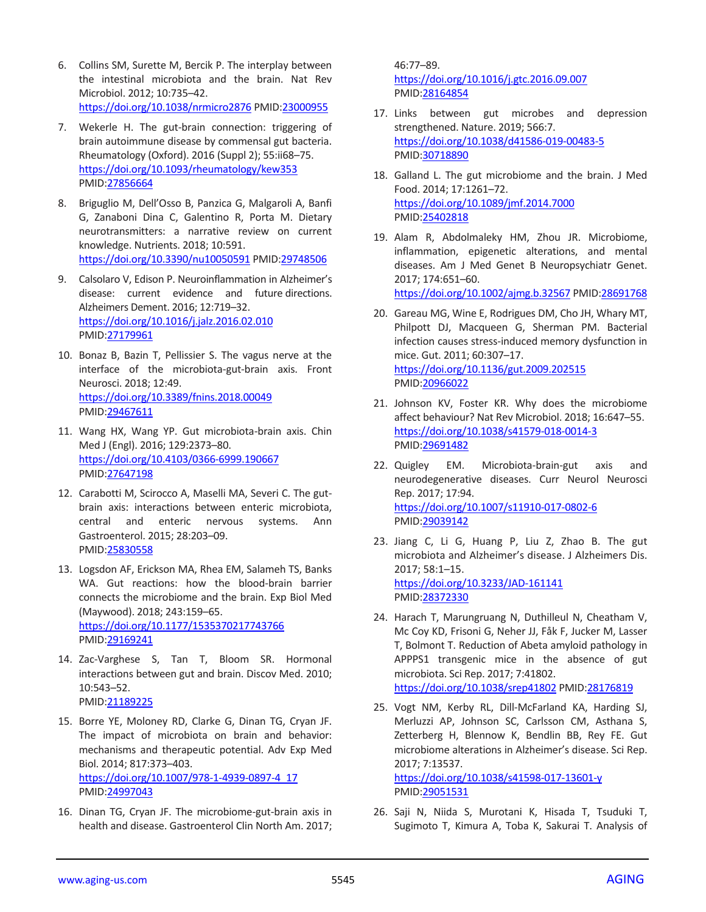6. Collins SM, Surette M, Bercik P. The interplay between the intestinal microbiota and the brain. Nat Rev Microbiol. 2012; 10:735–42. https://doi.org/10.1038/nrmicro2876 PMID:23000955

7. Wekerle H. The gut-brain connection: triggering of brain autoimmune disease by commensal gut bacteria. Rheumatology (Oxford). 2016 (Suppl 2); 55:ii68–75. https://doi.org/10.1093/rheumatology/kew353 PMID:27856664

8. Briguglio M, Dell'Osso B, Panzica G, Malgaroli A, Banfi G, Zanaboni Dina C, Galentino R, Porta M. Dietary neurotransmitters: a narrative review on current knowledge. Nutrients. 2018; 10:591. https://doi.org/10.3390/nu10050591 PMID:29748506

9. Calsolaro V, Edison P. Neuroinflammation in Alzheimer's disease: current evidence and future directions. Alzheimers Dement. 2016; 12:719–32. https://doi.org/10.1016/j.jalz.2016.02.010 PMID:27179961

10. Bonaz B, Bazin T, Pellissier S. The vagus nerve at the interface of the microbiota-gut-brain axis. Front Neurosci. 2018; 12:49. https://doi.org/10.3389/fnins.2018.00049 PMID:29467611

11. Wang HX, Wang YP. Gut microbiota-brain axis. Chin Med J (Engl). 2016; 129:2373–80. https://doi.org/10.4103/0366-6999.190667 PMID:27647198

12. Carabotti M, Scirocco A, Maselli MA, Severi C. The gut-brain axis: interactions between enteric microbiota, central and enteric nervous systems. Ann Gastroenterol. 2015; 28:203–09. PMID:25830558

13. Logsdon AF, Erickson MA, Rhea EM, Salameh TS, Banks WA. Gut reactions: how the blood-brain barrier connects the microbiome and the brain. Exp Biol Med (Maywood). 2018; 243:159–65. https://doi.org/10.1177/1535370217743766 PMID:29169241

14. Zac-Varghese S, Tan T, Bloom SR. Hormonal interactions between gut and brain. Discov Med. 2010; 10:543–52. PMID:21189225

15. Borre YE, Moloney RD, Clarke G, Dinan TG, Cryan JF. The impact of microbiota on brain and behavior: mechanisms and therapeutic potential. Adv Exp Med Biol. 2014; 817:373–403. https://doi.org/10.1007/978-1-4939-0897-4_17 PMID:24997043

16. Dinan TG, Cryan JF. The microbiome-gut-brain axis in health and disease. Gastroenterol Clin North Am. 2017; 46:77–89. https://doi.org/10.1016/j.gtc.2016.09.007 PMID:28164854

17. Links between gut microbes and depression strengthened. Nature. 2019; 566:7. https://doi.org/10.1038/d41586-019-00483-5 PMID:30718890

18. Galland L. The gut microbiome and the brain. J Med Food. 2014; 17:1261–72. https://doi.org/10.1089/jmf.2014.7000 PMID:25402818

19. Alam R, Abdolmaleky HM, Zhou JR. Microbiome, inflammation, epigenetic alterations, and mental diseases. Am J Med Genet B Neuropsychiatr Genet. 2017; 174:651–60. https://doi.org/10.1002/ajmg.b.32567 PMID:28691768

20. Gareau MG, Wine E, Rodrigues DM, Cho JH, Whary MT, Philpott DJ, Macqueen G, Sherman PM. Bacterial infection causes stress-induced memory dysfunction in mice. Gut. 2011; 60:307–17. https://doi.org/10.1136/gut.2009.202515 PMID:20966022

21. Johnson KV, Foster KR. Why does the microbiome affect behaviour? Nat Rev Microbiol. 2018; 16:647–55. https://doi.org/10.1038/s41579-018-0014-3 PMID:29691482

22. Quigley EM. Microbiota-brain-gut axis and neurodegenerative diseases. Curr Neurol Neurosci Rep. 2017; 17:94. https://doi.org/10.1007/s11910-017-0802-6 PMID:29039142

23. Jiang C, Li G, Huang P, Liu Z, Zhao B. The gut microbiota and Alzheimer's disease. J Alzheimers Dis. 2017; 58:1–15. https://doi.org/10.3233/JAD-161141 PMID:28372330

24. Harach T, Marungruang N, Duthilleul N, Cheatham V, Mc Coy KD, Frisoni G, Neher JJ, Fåk F, Jucker M, Lasser T, Bolmont T. Reduction of Abeta amyloid pathology in APPPS1 transgenic mice in the absence of gut microbiota. Sci Rep. 2017; 7:41802. https://doi.org/10.1038/srep41802 PMID:28176819

25. Vogt NM, Kerby RL, Dill-McFarland KA, Harding SJ, Merluzzi AP, Johnson SC, Carlsson CM, Asthana S, Zetterberg H, Blennow K, Bendlin BB, Rey FE. Gut microbiome alterations in Alzheimer's disease. Sci Rep. 2017; 7:13537. https://doi.org/10.1038/s41598-017-13601-y PMID:29051531

26. Saji N, Niida S, Murotani K, Hisada T, Tsuduki T, Sugimoto T, Kimura A, Toba K, Sakurai T. Analysis of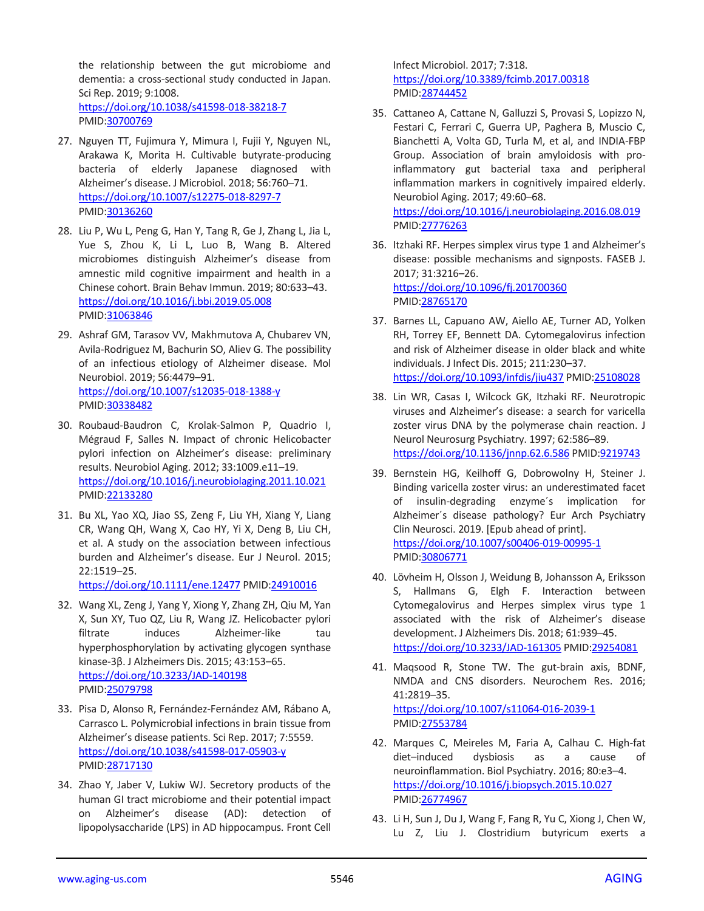the relationship between the gut microbiome and dementia: a cross-sectional study conducted in Japan. Sci Rep. 2019; 9:1008. https://doi.org/10.1038/s41598-018-38218-7 PMID:30700769

27. Nguyen TT, Fujimura Y, Mimura I, Fujii Y, Nguyen NL, Arakawa K, Morita H. Cultivable butyrate-producing bacteria of elderly Japanese diagnosed with Alzheimer's disease. J Microbiol. 2018; 56:760–71. https://doi.org/10.1007/s12275-018-8297-7 PMID:30136260

28. Liu P, Wu L, Peng G, Han Y, Tang R, Ge J, Zhang L, Jia L, Yue S, Zhou K, Li L, Luo B, Wang B. Altered microbiomes distinguish Alzheimer's disease from amnestic mild cognitive impairment and health in a Chinese cohort. Brain Behav Immun. 2019; 80:633–43. https://doi.org/10.1016/j.bbi.2019.05.008 PMID:31063846

29. Ashraf GM, Tarasov VV, Makhmutova A, Chubarev VN, Avila-Rodriguez M, Bachurin SO, Aliev G. The possibility of an infectious etiology of Alzheimer disease. Mol Neurobiol. 2019; 56:4479–91. https://doi.org/10.1007/s12035-018-1388-y PMID:30338482

30. Roubaud-Baudron C, Krolak-Salmon P, Quadrio I, Mégraud F, Salles N. Impact of chronic Helicobacter pylori infection on Alzheimer's disease: preliminary results. Neurobiol Aging. 2012; 33:1009.e11–19. https://doi.org/10.1016/j.neurobiolaging.2011.10.021 PMID:22133280

31. Bu XL, Yao XQ, Jiao SS, Zeng F, Liu YH, Xiang Y, Liang CR, Wang QH, Wang X, Cao HY, Yi X, Deng B, Liu CH, et al. A study on the association between infectious burden and Alzheimer's disease. Eur J Neurol. 2015; 22:1519–25. https://doi.org/10.1111/ene.12477 PMID:24910016

32. Wang XL, Zeng J, Yang Y, Xiong Y, Zhang ZH, Qiu M, Yan X, Sun XY, Tuo QZ, Liu R, Wang JZ. Helicobacter pylori filtrate induces Alzheimer-like tau hyperphosphorylation by activating glycogen synthase kinase-3β. J Alzheimers Dis. 2015; 43:153–65. https://doi.org/10.3233/JAD-140198 PMID:25079798

33. Pisa D, Alonso R, Fernández-Fernández AM, Rábano A, Carrasco L. Polymicrobial infections in brain tissue from Alzheimer's disease patients. Sci Rep. 2017; 7:5559. https://doi.org/10.1038/s41598-017-05903-y PMID:28717130

34. Zhao Y, Jaber V, Lukiw WJ. Secretory products of the human GI tract microbiome and their potential impact on Alzheimer's disease (AD): detection of lipopolysaccharide (LPS) in AD hippocampus. Front Cell Infect Microbiol. 2017; 7:318. https://doi.org/10.3389/fcimb.2017.00318 PMID:28744452

35. Cattaneo A, Cattane N, Galluzzi S, Provasi S, Lopizzo N, Festari C, Ferrari C, Guerra UP, Paghera B, Muscio C, Bianchetti A, Volta GD, Turla M, et al, and INDIA-FBP Group. Association of brain amyloidosis with pro-inflammatory gut bacterial taxa and peripheral inflammation markers in cognitively impaired elderly. Neurobiol Aging. 2017; 49:60–68. https://doi.org/10.1016/j.neurobiolaging.2016.08.019 PMID:27776263

36. Itzhaki RF. Herpes simplex virus type 1 and Alzheimer's disease: possible mechanisms and signposts. FASEB J. 2017; 31:3216–26. https://doi.org/10.1096/fj.201700360 PMID:28765170

37. Barnes LL, Capuano AW, Aiello AE, Turner AD, Yolken RH, Torrey EF, Bennett DA. Cytomegalovirus infection and risk of Alzheimer disease in older black and white individuals. J Infect Dis. 2015; 211:230–37. https://doi.org/10.1093/infdis/jiu437 PMID:25108028

38. Lin WR, Casas I, Wilcock GK, Itzhaki RF. Neurotropic viruses and Alzheimer's disease: a search for varicella zoster virus DNA by the polymerase chain reaction. J Neurol Neurosurg Psychiatry. 1997; 62:586–89. https://doi.org/10.1136/jnnp.62.6.586 PMID:9219743

39. Bernstein HG, Keilhoff G, Dobrowolny H, Steiner J. Binding varicella zoster virus: an underestimated facet of insulin-degrading enzyme´s implication for Alzheimer's disease pathology? Eur Arch Psychiatry Clin Neurosci. 2019. [Epub ahead of print]. https://doi.org/10.1007/s00406-019-00995-1 PMID:30806771

40. Lövheim H, Olsson J, Weidung B, Johansson A, Eriksson S, Hallmans G, Elgh F. Interaction between Cytomegalovirus and Herpes simplex virus type 1 associated with the risk of Alzheimer's disease development. J Alzheimers Dis. 2018; 61:939–45. https://doi.org/10.3233/JAD-161305 PMID:29254081

41. Maqsood R, Stone TW. The gut-brain axis, BDNF, NMDA and CNS disorders. Neurochem Res. 2016; 41:2819–35. https://doi.org/10.1007/s11064-016-2039-1 PMID:27553784

42. Marques C, Meireles M, Faria A, Calhau C. High-fat diet–induced dysbiosis as a cause of neuroinflammation. Biol Psychiatry. 2016; 80:e3–4. https://doi.org/10.1016/j.biopsych.2015.10.027 PMID:26774967

43. Li H, Sun J, Du J, Wang F, Fang R, Yu C, Xiong J, Chen W, Lu Z, Liu J. Clostridium butyricum exerts a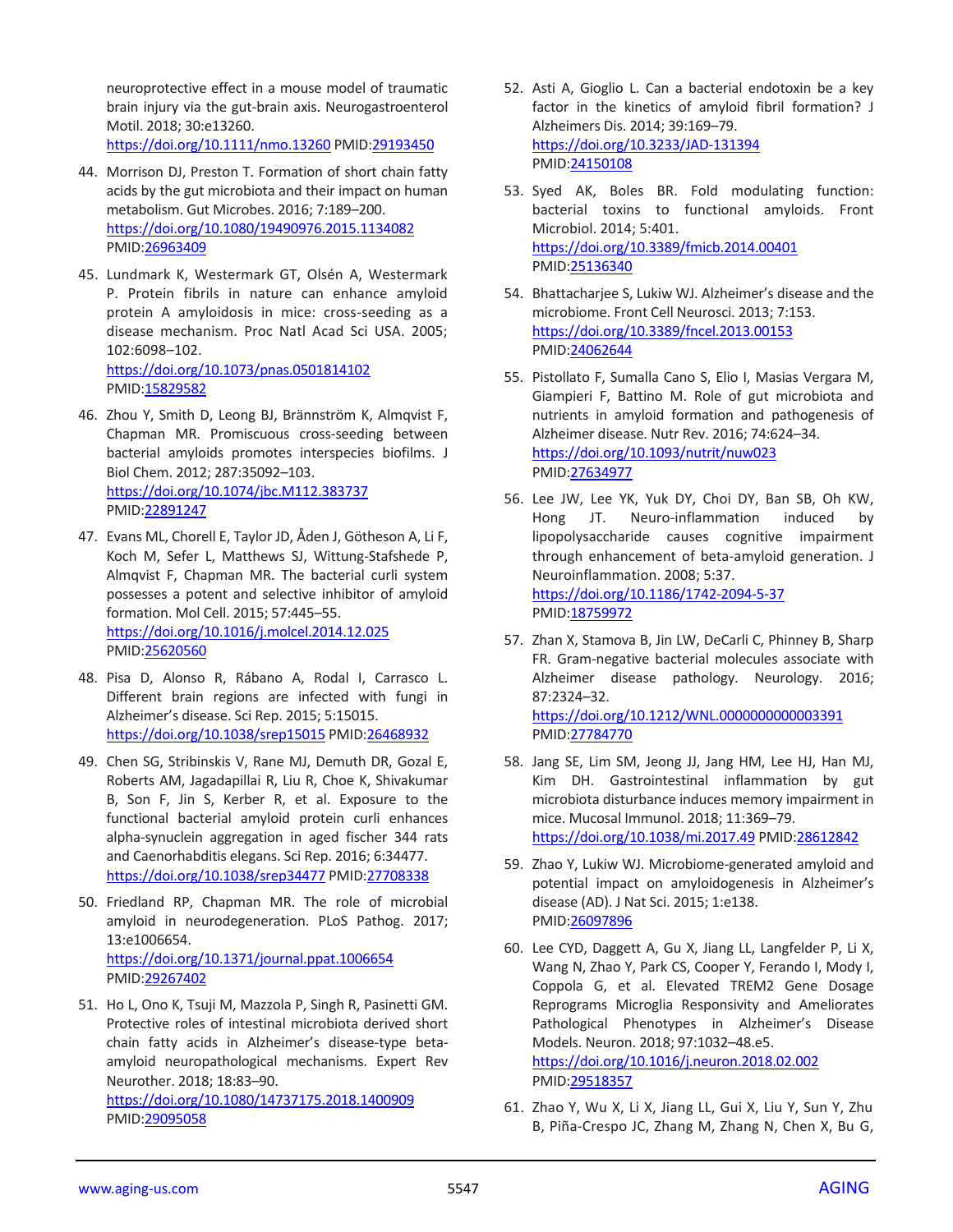neuroprotective effect in a mouse model of traumatic brain injury via the gut-brain axis. Neurogastroenterol Motil. 2018; 30:e13260. https://doi.org/10.1111/nmo.13260 PMID:29193450

44. Morrison DJ, Preston T. Formation of short chain fatty acids by the gut microbiota and their impact on human metabolism. Gut Microbes. 2016; 7:189–200. https://doi.org/10.1080/19490976.2015.1134082 PMID:26963409

45. Lundmark K, Westermark GT, Olsén A, Westermark P. Protein fibrils in nature can enhance amyloid protein A amyloidosis in mice: cross-seeding as a disease mechanism. Proc Natl Acad Sci USA. 2005; 102:6098–102. https://doi.org/10.1073/pnas.0501814102 PMID:15829582

46. Zhou Y, Smith D, Leong BJ, Brännström K, Almqvist F, Chapman MR. Promiscuous cross-seeding between bacterial amyloids promotes interspecies biofilms. J Biol Chem. 2012; 287:35092–103. https://doi.org/10.1074/jbc.M112.383737 PMID:22891247

47. Evans ML, Chorell E, Taylor JD, Åden J, Götheson A, Li F, Koch M, Sefer L, Matthews SJ, Wittung-Stafshede P, Almqvist F, Chapman MR. The bacterial curli system possesses a potent and selective inhibitor of amyloid formation. Mol Cell. 2015; 57:445–55. https://doi.org/10.1016/j.molcel.2014.12.025 PMID:25620560

48. Pisa D, Alonso R, Rábano A, Rodal I, Carrasco L. Different brain regions are infected with fungi in Alzheimer's disease. Sci Rep. 2015; 5:15015. https://doi.org/10.1038/srep15015 PMID:26468932

49. Chen SG, Stribinskis V, Rane MJ, Demuth DR, Gozal E, Roberts AM, Jagadapillai R, Liu R, Choe K, Shivakumar B, Son F, Jin S, Kerber R, et al. Exposure to the functional bacterial amyloid protein curli enhances alpha-synuclein aggregation in aged fischer 344 rats and Caenorhabditis elegans. Sci Rep. 2016; 6:34477. https://doi.org/10.1038/srep34477 PMID:27708338

50. Friedland RP, Chapman MR. The role of microbial amyloid in neurodegeneration. PLoS Pathog. 2017; 13:e1006654. https://doi.org/10.1371/journal.ppat.1006654 PMID:29267402

51. Ho L, Ono K, Tsuji M, Mazzola P, Singh R, Pasinetti GM. Protective roles of intestinal microbiota derived short chain fatty acids in Alzheimer's disease-type beta-amyloid neuropathological mechanisms. Expert Rev Neurother. 2018; 18:83–90. https://doi.org/10.1080/14737175.2018.1400909 PMID:29095058

52. Asti A, Gioglio L. Can a bacterial endotoxin be a key factor in the kinetics of amyloid fibril formation? J Alzheimers Dis. 2014; 39:169–79. https://doi.org/10.3233/JAD-131394 PMID:24150108

53. Syed AK, Boles BR. Fold modulating function: bacterial toxins to functional amyloids. Front Microbiol. 2014; 5:401. https://doi.org/10.3389/fmicb.2014.00401 PMID:25136340

54. Bhattacharjee S, Lukiw WJ. Alzheimer's disease and the microbiome. Front Cell Neurosci. 2013; 7:153. https://doi.org/10.3389/fncel.2013.00153 PMID:24062644

55. Pistollato F, Sumalla Cano S, Elio I, Masias Vergara M, Giampieri F, Battino M. Role of gut microbiota and nutrients in amyloid formation and pathogenesis of Alzheimer disease. Nutr Rev. 2016; 74:624–34. https://doi.org/10.1093/nutrit/nuw023 PMID:27634977

56. Lee JW, Lee YK, Yuk DY, Choi DY, Ban SB, Oh KW, Hong JT. Neuro-inflammation induced by lipopolysaccharide causes cognitive impairment through enhancement of beta-amyloid generation. J Neuroinflammation. 2008; 5:37. https://doi.org/10.1186/1742-2094-5-37 PMID:18759972

57. Zhan X, Stamova B, Jin LW, DeCarli C, Phinney B, Sharp FR. Gram-negative bacterial molecules associate with Alzheimer disease pathology. Neurology. 2016; 87:2324–32. https://doi.org/10.1212/WNL.0000000000003391 PMID:27784770

58. Jang SE, Lim SM, Jeong JJ, Jang HM, Lee HJ, Han MJ, Kim DH. Gastrointestinal inflammation by gut microbiota disturbance induces memory impairment in mice. Mucosal Immunol. 2018; 11:369–79. https://doi.org/10.1038/mi.2017.49 PMID:28612842

59. Zhao Y, Lukiw WJ. Microbiome-generated amyloid and potential impact on amyloidogenesis in Alzheimer's disease (AD). J Nat Sci. 2015; 1:e138. PMID:26097896

60. Lee CYD, Daggett A, Gu X, Jiang LL, Langfelder P, Li X, Wang N, Zhao Y, Park CS, Cooper Y, Ferando I, Mody I, Coppola G, et al. Elevated TREM2 Gene Dosage Reprograms Microglia Responsivity and Ameliorates Pathological Phenotypes in Alzheimer's Disease Models. Neuron. 2018; 97:1032–48.e5. https://doi.org/10.1016/j.neuron.2018.02.002 PMID:29518357

61. Zhao Y, Wu X, Li X, Jiang LL, Gui X, Liu Y, Sun Y, Zhu B, Piña-Crespo JC, Zhang M, Zhang N, Chen X, Bu G,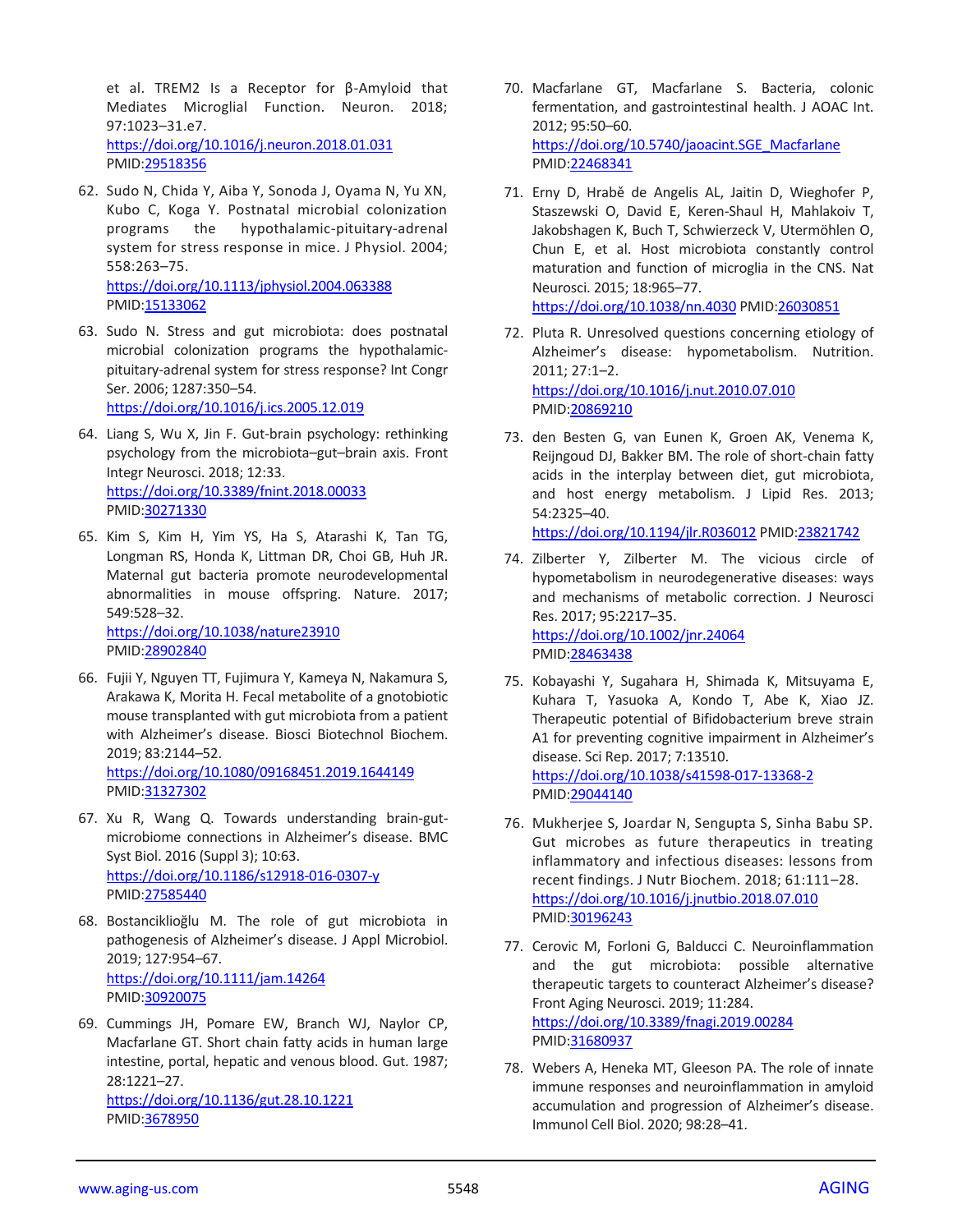et al. TREM2 Is a Receptor for β-Amyloid that Mediates Microglial Function. Neuron. 2018; 97:1023–31.e7.
https://doi.org/10.1016/j.neuron.2018.01.031
PMID:29518356

62. Sudo N, Chida Y, Aiba Y, Sonoda J, Oyama N, Yu XN, Kubo C, Koga Y. Postnatal microbial colonization programs the hypothalamic-pituitary-adrenal system for stress response in mice. J Physiol. 2004; 558:263–75.
https://doi.org/10.1113/jphysiol.2004.063388
PMID:15133062

63. Sudo N. Stress and gut microbiota: does postnatal microbial colonization programs the hypothalamic-pituitary-adrenal system for stress response? Int Congr Ser. 2006; 1287:350–54.
https://doi.org/10.1016/j.ics.2005.12.019

64. Liang S, Wu X, Jin F. Gut-brain psychology: rethinking psychology from the microbiota–gut–brain axis. Front Integr Neurosci. 2018; 12:33.
https://doi.org/10.3389/fnint.2018.00033
PMID:30271330

65. Kim S, Kim H, Yim YS, Ha S, Atarashi K, Tan TG, Longman RS, Honda K, Littman DR, Choi GB, Huh JR. Maternal gut bacteria promote neurodevelopmental abnormalities in mouse offspring. Nature. 2017; 549:528–32.
https://doi.org/10.1038/nature23910
PMID:28902840

66. Fujii Y, Nguyen TT, Fujimura Y, Kameya N, Nakamura S, Arakawa K, Morita H. Fecal metabolite of a gnotobiotic mouse transplanted with gut microbiota from a patient with Alzheimer's disease. Biosci Biotechnol Biochem. 2019; 83:2144–52.
https://doi.org/10.1080/09168451.2019.1644149
PMID:31327302

67. Xu R, Wang Q. Towards understanding brain-gut-microbiome connections in Alzheimer's disease. BMC Syst Biol. 2016 (Suppl 3); 10:63.
https://doi.org/10.1186/s12918-016-0307-y
PMID:27585440

68. Bostanciklioğlu M. The role of gut microbiota in pathogenesis of Alzheimer's disease. J Appl Microbiol. 2019; 127:954–67.
https://doi.org/10.1111/jam.14264
PMID:30920075

69. Cummings JH, Pomare EW, Branch WJ, Naylor CP, Macfarlane GT. Short chain fatty acids in human large intestine, portal, hepatic and venous blood. Gut. 1987; 28:1221–27.
https://doi.org/10.1136/gut.28.10.1221
PMID:3678950

70. Macfarlane GT, Macfarlane S. Bacteria, colonic fermentation, and gastrointestinal health. J AOAC Int. 2012; 95:50–60.
https://doi.org/10.5740/jaoacint.SGE_Macfarlane
PMID:22468341

71. Erny D, Hrabě de Angelis AL, Jaitin D, Wieghofer P, Staszewski O, David E, Keren-Shaul H, Mahlakoiv T, Jakobshagen K, Buch T, Schwierzeck V, Utermöhlen O, Chun E, et al. Host microbiota constantly control maturation and function of microglia in the CNS. Nat Neurosci. 2015; 18:965–77.
https://doi.org/10.1038/nn.4030 PMID:26030851

72. Pluta R. Unresolved questions concerning etiology of Alzheimer's disease: hypometabolism. Nutrition. 2011; 27:1–2.
https://doi.org/10.1016/j.nut.2010.07.010
PMID:20869210

73. den Besten G, van Eunen K, Groen AK, Venema K, Reijngoud DJ, Bakker BM. The role of short-chain fatty acids in the interplay between diet, gut microbiota, and host energy metabolism. J Lipid Res. 2013; 54:2325–40.
https://doi.org/10.1194/jlr.R036012 PMID:23821742

74. Zilberter Y, Zilberter M. The vicious circle of hypometabolism in neurodegenerative diseases: ways and mechanisms of metabolic correction. J Neurosci Res. 2017; 95:2217–35.
https://doi.org/10.1002/jnr.24064
PMID:28463438

75. Kobayashi Y, Sugahara H, Shimada K, Mitsuyama E, Kuhara T, Yasuoka A, Kondo T, Abe K, Xiao JZ. Therapeutic potential of Bifidobacterium breve strain A1 for preventing cognitive impairment in Alzheimer's disease. Sci Rep. 2017; 7:13510.
https://doi.org/10.1038/s41598-017-13368-2
PMID:29044140

76. Mukherjee S, Joardar N, Sengupta S, Sinha Babu SP. Gut microbes as future therapeutics in treating inflammatory and infectious diseases: lessons from recent findings. J Nutr Biochem. 2018; 61:111–28.
https://doi.org/10.1016/j.jnutbio.2018.07.010
PMID:30196243

77. Cerovic M, Forloni G, Balducci C. Neuroinflammation and the gut microbiota: possible alternative therapeutic targets to counteract Alzheimer's disease? Front Aging Neurosci. 2019; 11:284.
https://doi.org/10.3389/fnagi.2019.00284
PMID:31680937

78. Webers A, Heneka MT, Gleeson PA. The role of innate immune responses and neuroinflammation in amyloid accumulation and progression of Alzheimer's disease. Immunol Cell Biol. 2020; 98:28–41.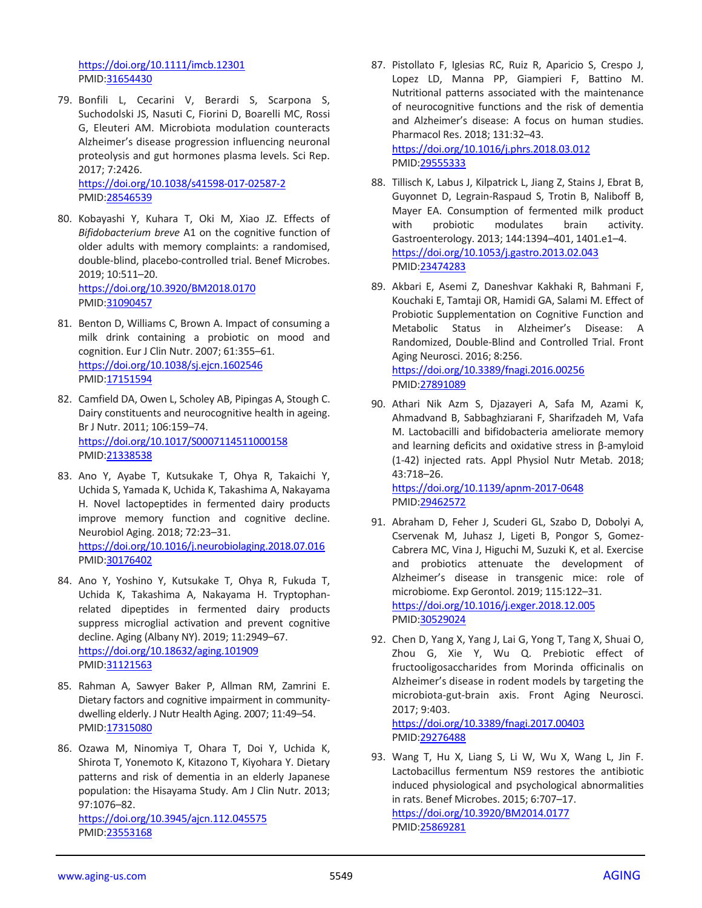https://doi.org/10.1111/imcb.12301
PMID:31654430

79. Bonfili L, Cecarini V, Berardi S, Scarpona S, Suchodolski JS, Nasuti C, Fiorini D, Boarelli MC, Rossi G, Eleuteri AM. Microbiota modulation counteracts Alzheimer's disease progression influencing neuronal proteolysis and gut hormones plasma levels. Sci Rep. 2017; 7:2426.
https://doi.org/10.1038/s41598-017-02587-2
PMID:28546539

80. Kobayashi Y, Kuhara T, Oki M, Xiao JZ. Effects of *Bifidobacterium breve* A1 on the cognitive function of older adults with memory complaints: a randomised, double-blind, placebo-controlled trial. Benef Microbes. 2019; 10:511–20.
https://doi.org/10.3920/BM2018.0170
PMID:31090457

81. Benton D, Williams C, Brown A. Impact of consuming a milk drink containing a probiotic on mood and cognition. Eur J Clin Nutr. 2007; 61:355–61.
https://doi.org/10.1038/sj.ejcn.1602546
PMID:17151594

82. Camfield DA, Owen L, Scholey AB, Pipingas A, Stough C. Dairy constituents and neurocognitive health in ageing. Br J Nutr. 2011; 106:159–74.
https://doi.org/10.1017/S0007114511000158
PMID:21338538

83. Ano Y, Ayabe T, Kutsukake T, Ohya R, Takaichi Y, Uchida S, Yamada K, Uchida K, Takashima A, Nakayama H. Novel lactopeptides in fermented dairy products improve memory function and cognitive decline. Neurobiol Aging. 2018; 72:23–31.
https://doi.org/10.1016/j.neurobiolaging.2018.07.016
PMID:30176402

84. Ano Y, Yoshino Y, Kutsukake T, Ohya R, Fukuda T, Uchida K, Takashima A, Nakayama H. Tryptophan-related dipeptides in fermented dairy products suppress microglial activation and prevent cognitive decline. Aging (Albany NY). 2019; 11:2949–67.
https://doi.org/10.18632/aging.101909
PMID:31121563

85. Rahman A, Sawyer Baker P, Allman RM, Zamrini E. Dietary factors and cognitive impairment in community-dwelling elderly. J Nutr Health Aging. 2007; 11:49–54.
PMID:17315080

86. Ozawa M, Ninomiya T, Ohara T, Doi Y, Uchida K, Shirota T, Yonemoto K, Kitazono T, Kiyohara Y. Dietary patterns and risk of dementia in an elderly Japanese population: the Hisayama Study. Am J Clin Nutr. 2013; 97:1076–82.
https://doi.org/10.3945/ajcn.112.045575
PMID:23553168

87. Pistollato F, Iglesias RC, Ruiz R, Aparicio S, Crespo J, Lopez LD, Manna PP, Giampieri F, Battino M. Nutritional patterns associated with the maintenance of neurocognitive functions and the risk of dementia and Alzheimer's disease: A focus on human studies. Pharmacol Res. 2018; 131:32–43.
https://doi.org/10.1016/j.phrs.2018.03.012
PMID:29555333

88. Tillisch K, Labus J, Kilpatrick L, Jiang Z, Stains J, Ebrat B, Guyonnet D, Legrain-Raspaud S, Trotin B, Naliboff B, Mayer EA. Consumption of fermented milk product with probiotic modulates brain activity. Gastroenterology. 2013; 144:1394–401, 1401.e1–4.
https://doi.org/10.1053/j.gastro.2013.02.043
PMID:23474283

89. Akbari E, Asemi Z, Daneshvar Kakhaki R, Bahmani F, Kouchaki E, Tamtaji OR, Hamidi GA, Salami M. Effect of Probiotic Supplementation on Cognitive Function and Metabolic Status in Alzheimer's Disease: A Randomized, Double-Blind and Controlled Trial. Front Aging Neurosci. 2016; 8:256.
https://doi.org/10.3389/fnagi.2016.00256
PMID:27891089

90. Athari Nik Azm S, Djazayeri A, Safa M, Azami K, Ahmadvand B, Sabbaghziarani F, Sharifzadeh M, Vafa M. Lactobacilli and bifidobacteria ameliorate memory and learning deficits and oxidative stress in β-amyloid (1-42) injected rats. Appl Physiol Nutr Metab. 2018; 43:718–26.
https://doi.org/10.1139/apnm-2017-0648
PMID:29462572

91. Abraham D, Feher J, Scuderi GL, Szabo D, Dobolyi A, Cservenak M, Juhasz J, Ligeti B, Pongor S, Gomez-Cabrera MC, Vina J, Higuchi M, Suzuki K, et al. Exercise and probiotics attenuate the development of Alzheimer's disease in transgenic mice: role of microbiome. Exp Gerontol. 2019; 115:122–31.
https://doi.org/10.1016/j.exger.2018.12.005
PMID:30529024

92. Chen D, Yang X, Yang J, Lai G, Yong T, Tang X, Shuai O, Zhou G, Xie Y, Wu Q. Prebiotic effect of fructooligosaccharides from Morinda officinalis on Alzheimer's disease in rodent models by targeting the microbiota-gut-brain axis. Front Aging Neurosci. 2017; 9:403.
https://doi.org/10.3389/fnagi.2017.00403
PMID:29276488

93. Wang T, Hu X, Liang S, Li W, Wu X, Wang L, Jin F. Lactobacillus fermentum NS9 restores the antibiotic induced physiological and psychological abnormalities in rats. Benef Microbes. 2015; 6:707–17.
https://doi.org/10.3920/BM2014.0177
PMID:25869281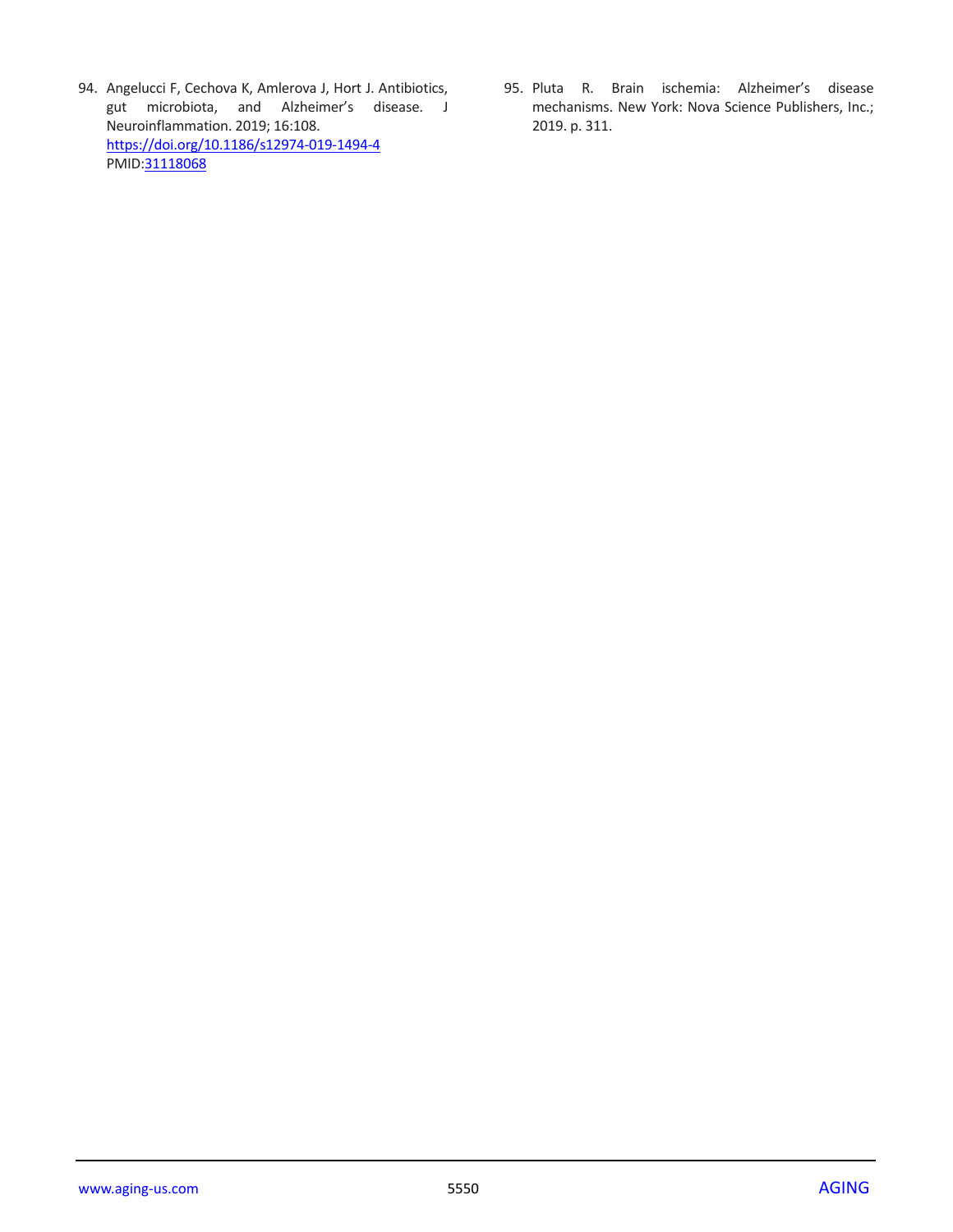94. Angelucci F, Cechova K, Amlerova J, Hort J. Antibiotics, gut microbiota, and Alzheimer's disease. J Neuroinflammation. 2019; 16:108. https://doi.org/10.1186/s12974-019-1494-4 PMID:31118068

95. Pluta R. Brain ischemia: Alzheimer's disease mechanisms. New York: Nova Science Publishers, Inc.; 2019. p. 311.